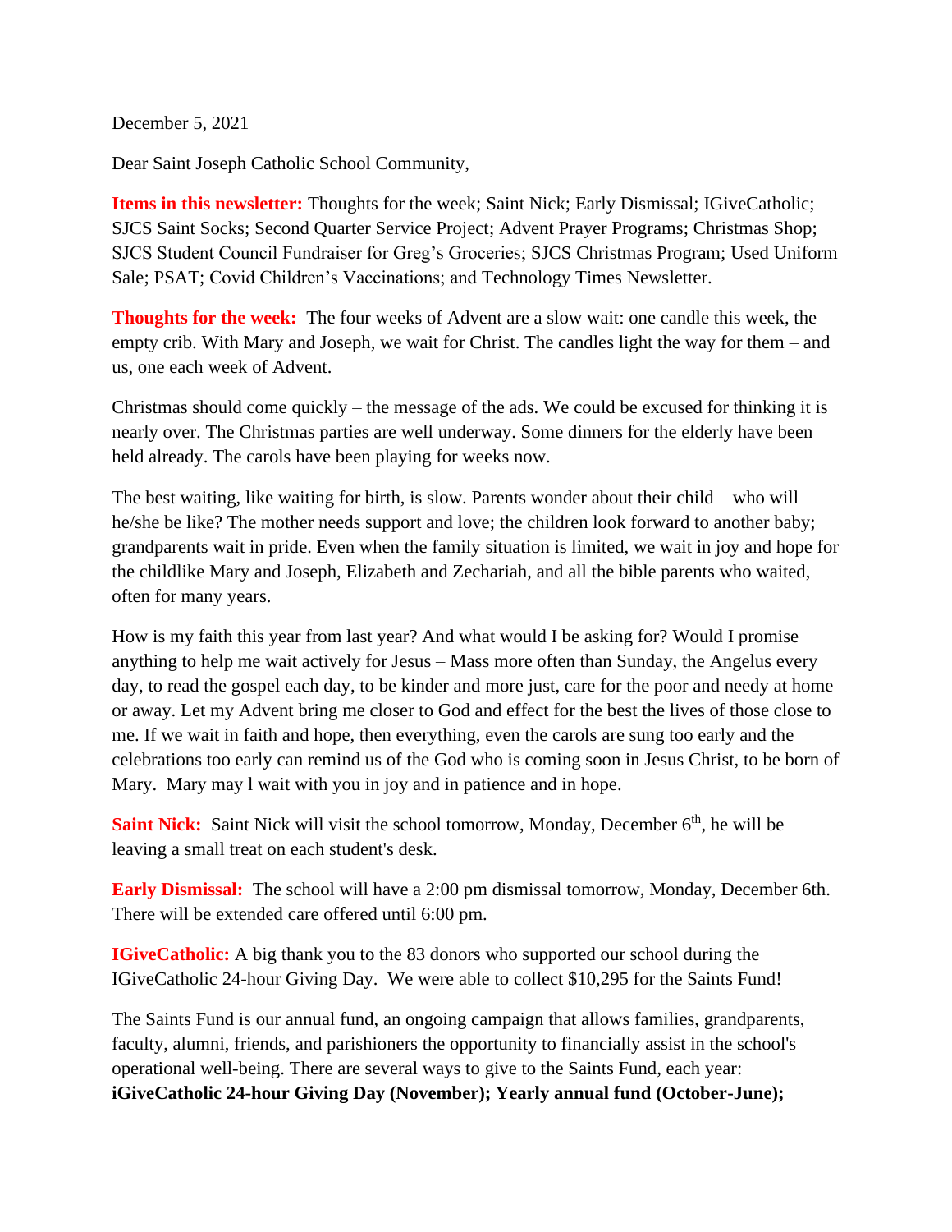December 5, 2021

Dear Saint Joseph Catholic School Community,

**Items in this newsletter:** Thoughts for the week; Saint Nick; Early Dismissal; IGiveCatholic; SJCS Saint Socks; Second Quarter Service Project; Advent Prayer Programs; Christmas Shop; SJCS Student Council Fundraiser for Greg's Groceries; SJCS Christmas Program; Used Uniform Sale; PSAT; Covid Children's Vaccinations; and Technology Times Newsletter.

**Thoughts for the week:** The four weeks of Advent are a slow wait: one candle this week, the empty crib. With Mary and Joseph, we wait for Christ. The candles light the way for them – and us, one each week of Advent.

Christmas should come quickly – the message of the ads. We could be excused for thinking it is nearly over. The Christmas parties are well underway. Some dinners for the elderly have been held already. The carols have been playing for weeks now.

The best waiting, like waiting for birth, is slow. Parents wonder about their child – who will he/she be like? The mother needs support and love; the children look forward to another baby; grandparents wait in pride. Even when the family situation is limited, we wait in joy and hope for the childlike Mary and Joseph, Elizabeth and Zechariah, and all the bible parents who waited, often for many years.

How is my faith this year from last year? And what would I be asking for? Would I promise anything to help me wait actively for Jesus – Mass more often than Sunday, the Angelus every day, to read the gospel each day, to be kinder and more just, care for the poor and needy at home or away. Let my Advent bring me closer to God and effect for the best the lives of those close to me. If we wait in faith and hope, then everything, even the carols are sung too early and the celebrations too early can remind us of the God who is coming soon in Jesus Christ, to be born of Mary. Mary may l wait with you in joy and in patience and in hope.

**Saint Nick:** Saint Nick will visit the school tomorrow, Monday, December 6th, he will be leaving a small treat on each student's desk.

**Early Dismissal:** The school will have a 2:00 pm dismissal tomorrow, Monday, December 6th. There will be extended care offered until 6:00 pm.

**IGiveCatholic:** A big thank you to the 83 donors who supported our school during the IGiveCatholic 24-hour Giving Day. We were able to collect $10,295 for the Saints Fund!

The Saints Fund is our annual fund, an ongoing campaign that allows families, grandparents, faculty, alumni, friends, and parishioners the opportunity to financially assist in the school's operational well-being. There are several ways to give to the Saints Fund, each year: **iGiveCatholic 24-hour Giving Day (November); Yearly annual fund (October-June);**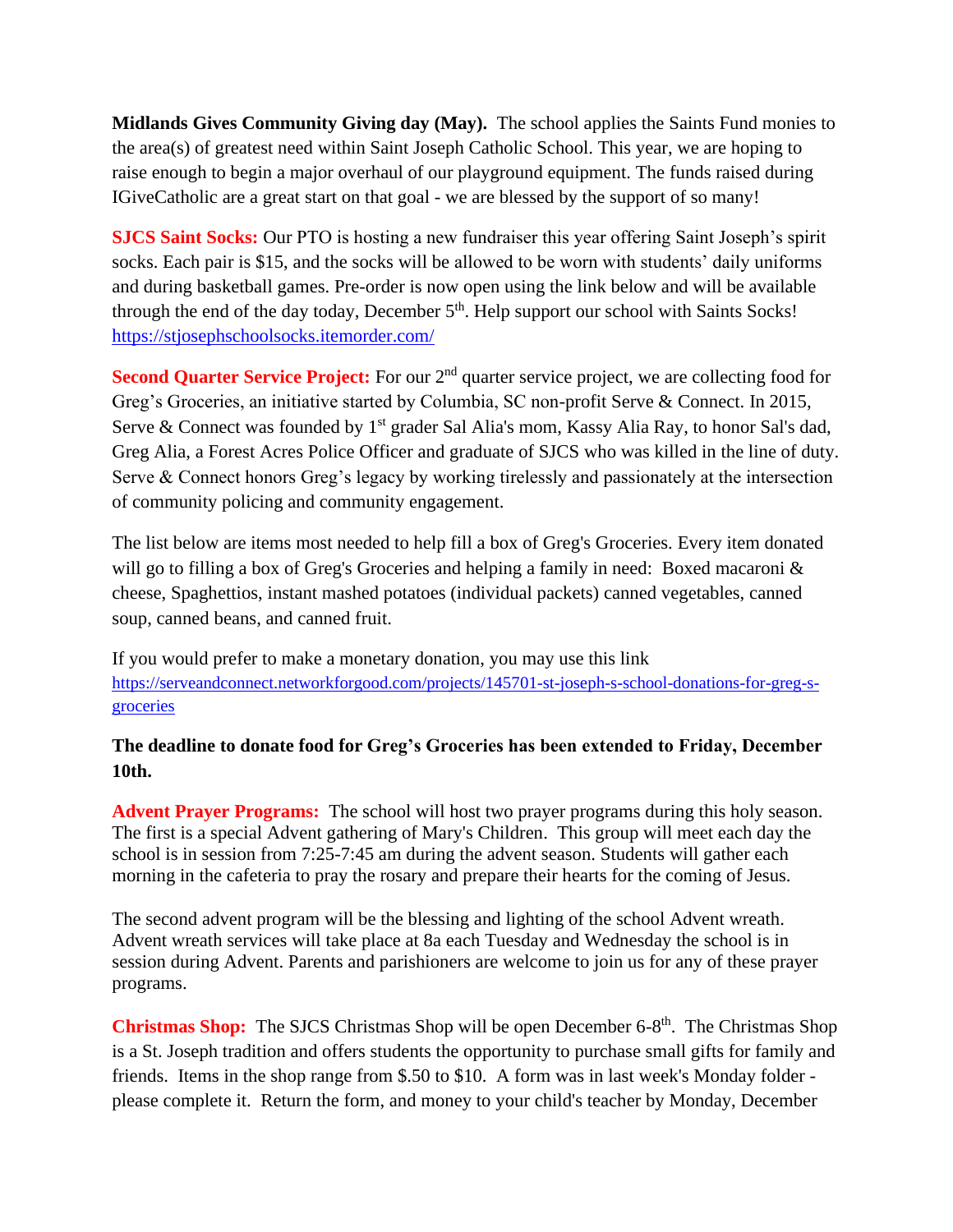**Midlands Gives Community Giving day (May).** The school applies the Saints Fund monies to the area(s) of greatest need within Saint Joseph Catholic School. This year, we are hoping to raise enough to begin a major overhaul of our playground equipment. The funds raised during IGiveCatholic are a great start on that goal - we are blessed by the support of so many!

**SJCS Saint Socks:** Our PTO is hosting a new fundraiser this year offering Saint Joseph's spirit socks. Each pair is $15, and the socks will be allowed to be worn with students' daily uniforms and during basketball games. Pre-order is now open using the link below and will be available through the end of the day today, December 5th. Help support our school with Saints Socks! https://stjosephschoolsocks.itemorder.com/

**Second Quarter Service Project:** For our 2nd quarter service project, we are collecting food for Greg's Groceries, an initiative started by Columbia, SC non-profit Serve & Connect. In 2015, Serve & Connect was founded by 1st grader Sal Alia's mom, Kassy Alia Ray, to honor Sal's dad, Greg Alia, a Forest Acres Police Officer and graduate of SJCS who was killed in the line of duty. Serve & Connect honors Greg's legacy by working tirelessly and passionately at the intersection of community policing and community engagement.

The list below are items most needed to help fill a box of Greg's Groceries. Every item donated will go to filling a box of Greg's Groceries and helping a family in need: Boxed macaroni & cheese, Spaghettios, instant mashed potatoes (individual packets) canned vegetables, canned soup, canned beans, and canned fruit.

If you would prefer to make a monetary donation, you may use this link https://serveandconnect.networkforgood.com/projects/145701-st-joseph-s-school-donations-for-greg-s-groceries

**The deadline to donate food for Greg's Groceries has been extended to Friday, December 10th.**

**Advent Prayer Programs:** The school will host two prayer programs during this holy season. The first is a special Advent gathering of Mary's Children. This group will meet each day the school is in session from 7:25-7:45 am during the advent season. Students will gather each morning in the cafeteria to pray the rosary and prepare their hearts for the coming of Jesus.

The second advent program will be the blessing and lighting of the school Advent wreath. Advent wreath services will take place at 8a each Tuesday and Wednesday the school is in session during Advent. Parents and parishioners are welcome to join us for any of these prayer programs.

**Christmas Shop:** The SJCS Christmas Shop will be open December 6-8th. The Christmas Shop is a St. Joseph tradition and offers students the opportunity to purchase small gifts for family and friends. Items in the shop range from $.50 to $10. A form was in last week's Monday folder - please complete it. Return the form, and money to your child's teacher by Monday, December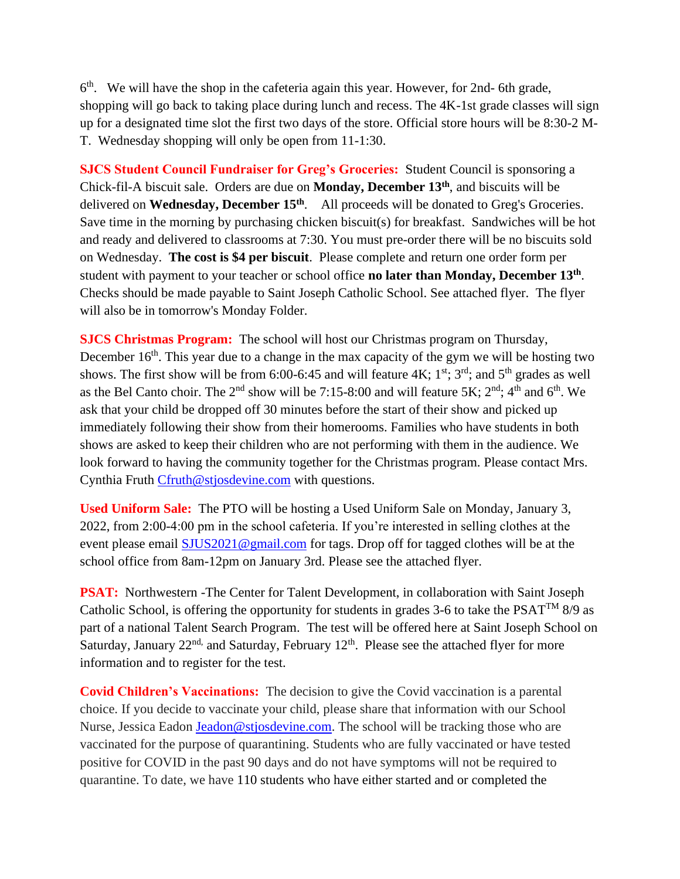6th. We will have the shop in the cafeteria again this year. However, for 2nd- 6th grade, shopping will go back to taking place during lunch and recess. The 4K-1st grade classes will sign up for a designated time slot the first two days of the store. Official store hours will be 8:30-2 M-T. Wednesday shopping will only be open from 11-1:30.

**SJCS Student Council Fundraiser for Greg's Groceries:** Student Council is sponsoring a Chick-fil-A biscuit sale. Orders are due on **Monday, December 13th**, and biscuits will be delivered on **Wednesday, December 15th**. All proceeds will be donated to Greg's Groceries. Save time in the morning by purchasing chicken biscuit(s) for breakfast. Sandwiches will be hot and ready and delivered to classrooms at 7:30. You must pre-order there will be no biscuits sold on Wednesday. **The cost is $4 per biscuit**. Please complete and return one order form per student with payment to your teacher or school office **no later than Monday, December 13th**. Checks should be made payable to Saint Joseph Catholic School. See attached flyer. The flyer will also be in tomorrow's Monday Folder.

**SJCS Christmas Program:** The school will host our Christmas program on Thursday, December 16th. This year due to a change in the max capacity of the gym we will be hosting two shows. The first show will be from 6:00-6:45 and will feature 4K; 1st; 3rd; and 5th grades as well as the Bel Canto choir. The 2nd show will be 7:15-8:00 and will feature 5K; 2nd; 4th and 6th. We ask that your child be dropped off 30 minutes before the start of their show and picked up immediately following their show from their homerooms. Families who have students in both shows are asked to keep their children who are not performing with them in the audience. We look forward to having the community together for the Christmas program. Please contact Mrs. Cynthia Fruth Cfruth@stjosdevine.com with questions.

**Used Uniform Sale:** The PTO will be hosting a Used Uniform Sale on Monday, January 3, 2022, from 2:00-4:00 pm in the school cafeteria. If you're interested in selling clothes at the event please email SJUS2021@gmail.com for tags. Drop off for tagged clothes will be at the school office from 8am-12pm on January 3rd. Please see the attached flyer.

**PSAT:** Northwestern -The Center for Talent Development, in collaboration with Saint Joseph Catholic School, is offering the opportunity for students in grades 3-6 to take the PSAT™ 8/9 as part of a national Talent Search Program. The test will be offered here at Saint Joseph School on Saturday, January 22nd, and Saturday, February 12th. Please see the attached flyer for more information and to register for the test.

**Covid Children's Vaccinations:** The decision to give the Covid vaccination is a parental choice. If you decide to vaccinate your child, please share that information with our School Nurse, Jessica Eadon Jeadon@stjosdevine.com. The school will be tracking those who are vaccinated for the purpose of quarantining. Students who are fully vaccinated or have tested positive for COVID in the past 90 days and do not have symptoms will not be required to quarantine. To date, we have 110 students who have either started and or completed the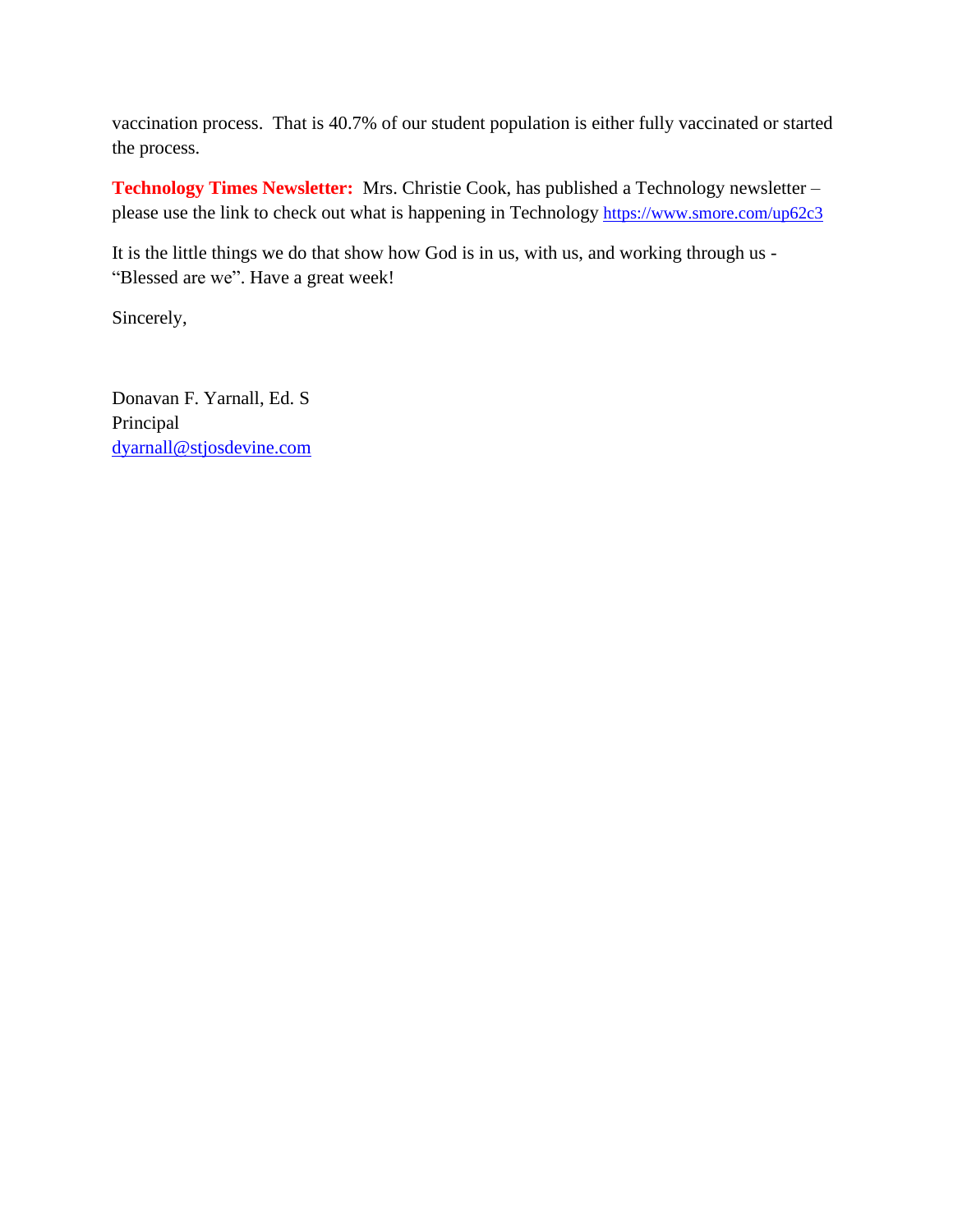vaccination process. That is 40.7% of our student population is either fully vaccinated or started the process.

**Technology Times Newsletter:** Mrs. Christie Cook, has published a Technology newsletter – please use the link to check out what is happening in Technology https://www.smore.com/up62c3

It is the little things we do that show how God is in us, with us, and working through us - "Blessed are we". Have a great week!

Sincerely,

Donavan F. Yarnall, Ed. S
Principal
dyarnall@stjosdevine.com